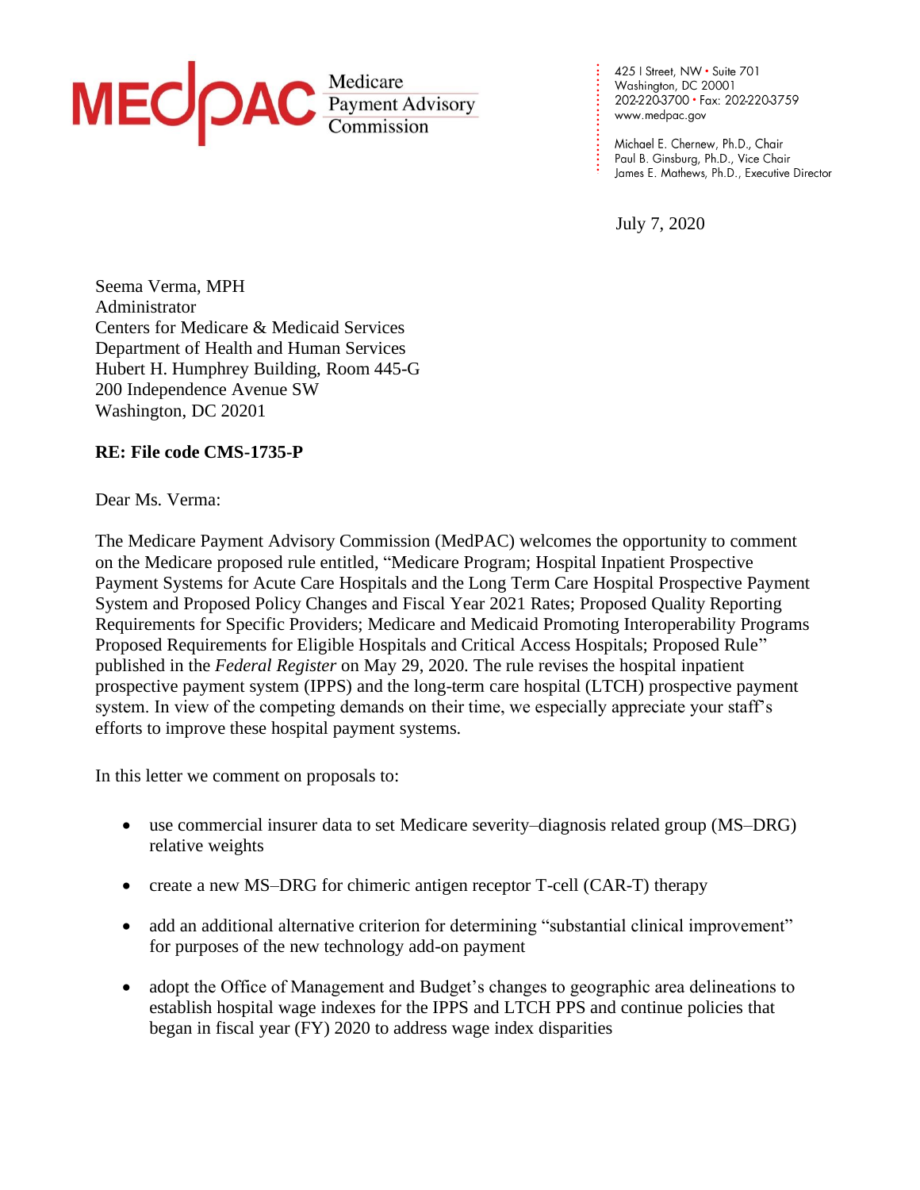MEDPAC Medicare Payment Advisory Commission

425 I Street, NW • Suite 701
Washington, DC 20001
202-220-3700 • Fax: 202-220-3759
www.medpac.gov

Michael E. Chernew, Ph.D., Chair
Paul B. Ginsburg, Ph.D., Vice Chair
James E. Mathews, Ph.D., Executive Director

July 7, 2020

Seema Verma, MPH
Administrator
Centers for Medicare & Medicaid Services
Department of Health and Human Services
Hubert H. Humphrey Building, Room 445-G
200 Independence Avenue SW
Washington, DC 20201

**RE: File code CMS-1735-P**

Dear Ms. Verma:

The Medicare Payment Advisory Commission (MedPAC) welcomes the opportunity to comment on the Medicare proposed rule entitled, "Medicare Program; Hospital Inpatient Prospective Payment Systems for Acute Care Hospitals and the Long Term Care Hospital Prospective Payment System and Proposed Policy Changes and Fiscal Year 2021 Rates; Proposed Quality Reporting Requirements for Specific Providers; Medicare and Medicaid Promoting Interoperability Programs Proposed Requirements for Eligible Hospitals and Critical Access Hospitals; Proposed Rule" published in the *Federal Register* on May 29, 2020. The rule revises the hospital inpatient prospective payment system (IPPS) and the long-term care hospital (LTCH) prospective payment system. In view of the competing demands on their time, we especially appreciate your staff's efforts to improve these hospital payment systems.

In this letter we comment on proposals to:

- use commercial insurer data to set Medicare severity–diagnosis related group (MS–DRG) relative weights
- create a new MS–DRG for chimeric antigen receptor T-cell (CAR-T) therapy
- add an additional alternative criterion for determining "substantial clinical improvement" for purposes of the new technology add-on payment
- adopt the Office of Management and Budget's changes to geographic area delineations to establish hospital wage indexes for the IPPS and LTCH PPS and continue policies that began in fiscal year (FY) 2020 to address wage index disparities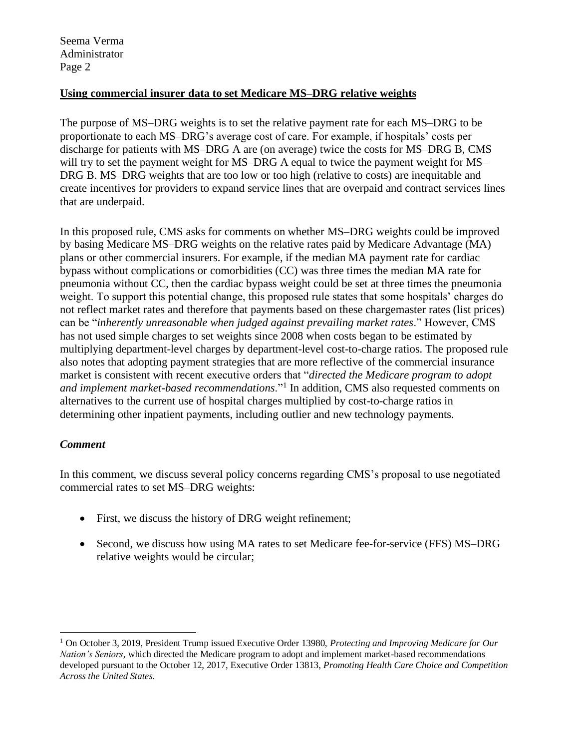**Using commercial insurer data to set Medicare MS–DRG relative weights**

The purpose of MS–DRG weights is to set the relative payment rate for each MS–DRG to be proportionate to each MS–DRG's average cost of care. For example, if hospitals' costs per discharge for patients with MS–DRG A are (on average) twice the costs for MS–DRG B, CMS will try to set the payment weight for MS–DRG A equal to twice the payment weight for MS–DRG B. MS–DRG weights that are too low or too high (relative to costs) are inequitable and create incentives for providers to expand service lines that are overpaid and contract services lines that are underpaid.

In this proposed rule, CMS asks for comments on whether MS–DRG weights could be improved by basing Medicare MS–DRG weights on the relative rates paid by Medicare Advantage (MA) plans or other commercial insurers. For example, if the median MA payment rate for cardiac bypass without complications or comorbidities (CC) was three times the median MA rate for pneumonia without CC, then the cardiac bypass weight could be set at three times the pneumonia weight. To support this potential change, this proposed rule states that some hospitals' charges do not reflect market rates and therefore that payments based on these chargemaster rates (list prices) can be "*inherently unreasonable when judged against prevailing market rates*." However, CMS has not used simple charges to set weights since 2008 when costs began to be estimated by multiplying department-level charges by department-level cost-to-charge ratios. The proposed rule also notes that adopting payment strategies that are more reflective of the commercial insurance market is consistent with recent executive orders that "*directed the Medicare program to adopt and implement market-based recommendations*."[1] In addition, CMS also requested comments on alternatives to the current use of hospital charges multiplied by cost-to-charge ratios in determining other inpatient payments, including outlier and new technology payments.

***Comment***

In this comment, we discuss several policy concerns regarding CMS's proposal to use negotiated commercial rates to set MS–DRG weights:

- First, we discuss the history of DRG weight refinement;
- Second, we discuss how using MA rates to set Medicare fee-for-service (FFS) MS–DRG relative weights would be circular;

[1] On October 3, 2019, President Trump issued Executive Order 13980, *Protecting and Improving Medicare for Our Nation's Seniors*, which directed the Medicare program to adopt and implement market-based recommendations developed pursuant to the October 12, 2017, Executive Order 13813, *Promoting Health Care Choice and Competition Across the United States.*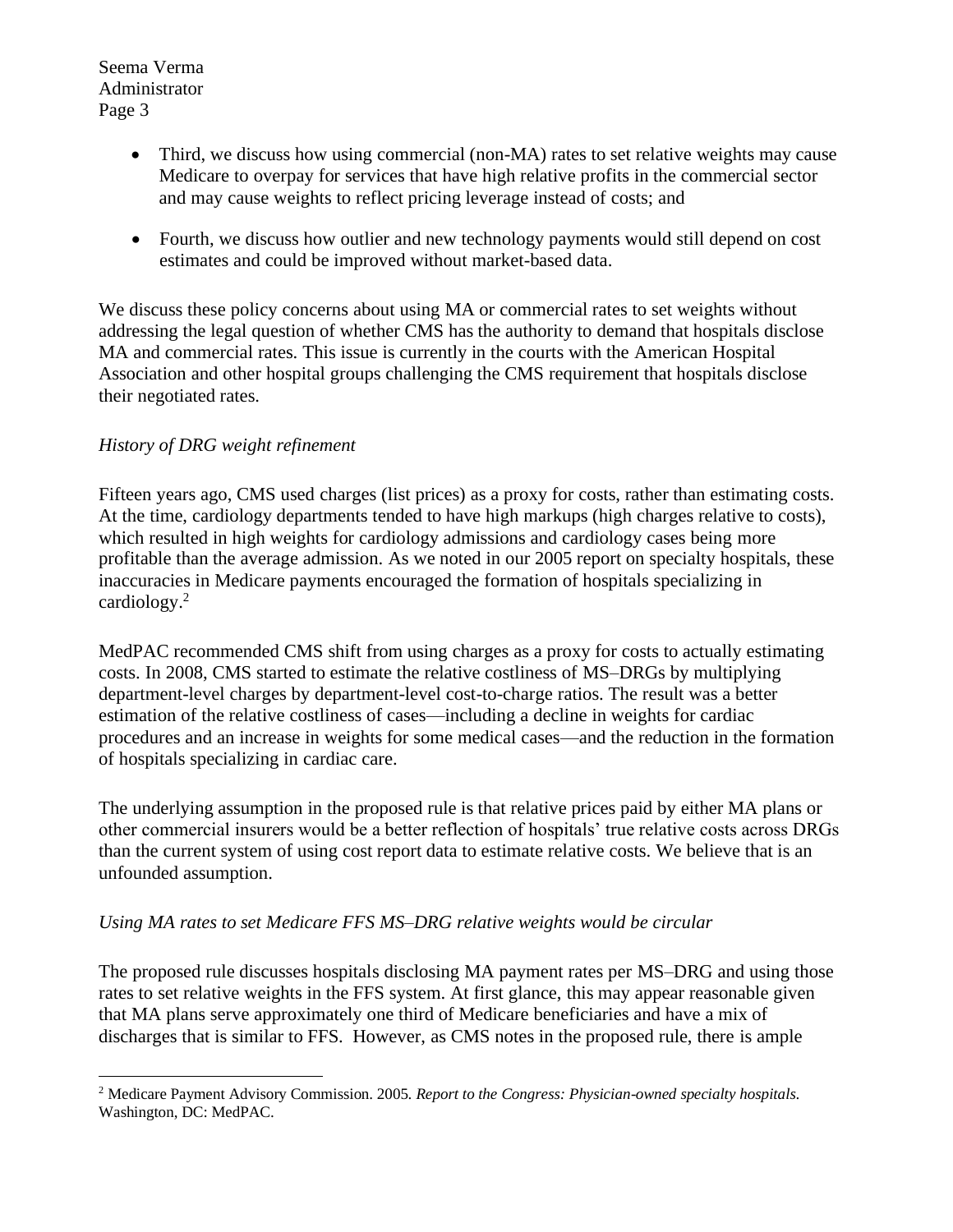- Third, we discuss how using commercial (non-MA) rates to set relative weights may cause Medicare to overpay for services that have high relative profits in the commercial sector and may cause weights to reflect pricing leverage instead of costs; and

- Fourth, we discuss how outlier and new technology payments would still depend on cost estimates and could be improved without market-based data.

We discuss these policy concerns about using MA or commercial rates to set weights without addressing the legal question of whether CMS has the authority to demand that hospitals disclose MA and commercial rates. This issue is currently in the courts with the American Hospital Association and other hospital groups challenging the CMS requirement that hospitals disclose their negotiated rates.

*History of DRG weight refinement*

Fifteen years ago, CMS used charges (list prices) as a proxy for costs, rather than estimating costs. At the time, cardiology departments tended to have high markups (high charges relative to costs), which resulted in high weights for cardiology admissions and cardiology cases being more profitable than the average admission. As we noted in our 2005 report on specialty hospitals, these inaccuracies in Medicare payments encouraged the formation of hospitals specializing in cardiology.[2]

MedPAC recommended CMS shift from using charges as a proxy for costs to actually estimating costs. In 2008, CMS started to estimate the relative costliness of MS–DRGs by multiplying department-level charges by department-level cost-to-charge ratios. The result was a better estimation of the relative costliness of cases—including a decline in weights for cardiac procedures and an increase in weights for some medical cases—and the reduction in the formation of hospitals specializing in cardiac care.

The underlying assumption in the proposed rule is that relative prices paid by either MA plans or other commercial insurers would be a better reflection of hospitals' true relative costs across DRGs than the current system of using cost report data to estimate relative costs. We believe that is an unfounded assumption.

*Using MA rates to set Medicare FFS MS–DRG relative weights would be circular*

The proposed rule discusses hospitals disclosing MA payment rates per MS–DRG and using those rates to set relative weights in the FFS system. At first glance, this may appear reasonable given that MA plans serve approximately one third of Medicare beneficiaries and have a mix of discharges that is similar to FFS. However, as CMS notes in the proposed rule, there is ample

---

[2] Medicare Payment Advisory Commission. 2005. *Report to the Congress: Physician-owned specialty hospitals.* Washington, DC: MedPAC.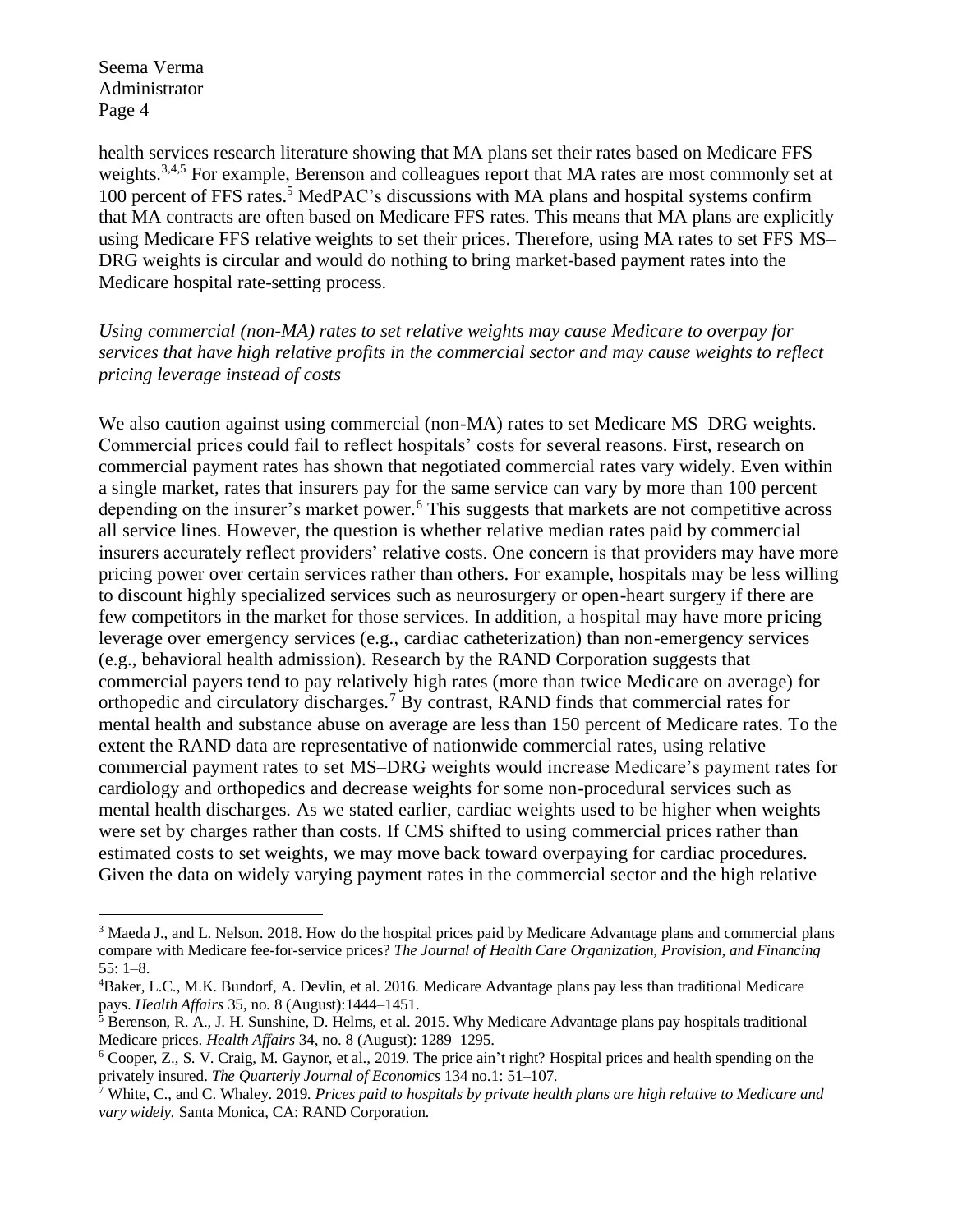health services research literature showing that MA plans set their rates based on Medicare FFS weights.[3,4,5] For example, Berenson and colleagues report that MA rates are most commonly set at 100 percent of FFS rates.[5] MedPAC's discussions with MA plans and hospital systems confirm that MA contracts are often based on Medicare FFS rates. This means that MA plans are explicitly using Medicare FFS relative weights to set their prices. Therefore, using MA rates to set FFS MS–DRG weights is circular and would do nothing to bring market-based payment rates into the Medicare hospital rate-setting process.

*Using commercial (non-MA) rates to set relative weights may cause Medicare to overpay for services that have high relative profits in the commercial sector and may cause weights to reflect pricing leverage instead of costs*

We also caution against using commercial (non-MA) rates to set Medicare MS–DRG weights. Commercial prices could fail to reflect hospitals' costs for several reasons. First, research on commercial payment rates has shown that negotiated commercial rates vary widely. Even within a single market, rates that insurers pay for the same service can vary by more than 100 percent depending on the insurer's market power.[6] This suggests that markets are not competitive across all service lines. However, the question is whether relative median rates paid by commercial insurers accurately reflect providers' relative costs. One concern is that providers may have more pricing power over certain services rather than others. For example, hospitals may be less willing to discount highly specialized services such as neurosurgery or open-heart surgery if there are few competitors in the market for those services. In addition, a hospital may have more pricing leverage over emergency services (e.g., cardiac catheterization) than non-emergency services (e.g., behavioral health admission). Research by the RAND Corporation suggests that commercial payers tend to pay relatively high rates (more than twice Medicare on average) for orthopedic and circulatory discharges.[7] By contrast, RAND finds that commercial rates for mental health and substance abuse on average are less than 150 percent of Medicare rates. To the extent the RAND data are representative of nationwide commercial rates, using relative commercial payment rates to set MS–DRG weights would increase Medicare's payment rates for cardiology and orthopedics and decrease weights for some non-procedural services such as mental health discharges. As we stated earlier, cardiac weights used to be higher when weights were set by charges rather than costs. If CMS shifted to using commercial prices rather than estimated costs to set weights, we may move back toward overpaying for cardiac procedures. Given the data on widely varying payment rates in the commercial sector and the high relative

---

[3] Maeda J., and L. Nelson. 2018. How do the hospital prices paid by Medicare Advantage plans and commercial plans compare with Medicare fee-for-service prices? *The Journal of Health Care Organization, Provision, and Financing* 55: 1–8.

[4] Baker, L.C., M.K. Bundorf, A. Devlin, et al. 2016. Medicare Advantage plans pay less than traditional Medicare pays. *Health Affairs* 35, no. 8 (August):1444–1451.

[5] Berenson, R. A., J. H. Sunshine, D. Helms, et al. 2015. Why Medicare Advantage plans pay hospitals traditional Medicare prices. *Health Affairs* 34, no. 8 (August): 1289–1295.

[6] Cooper, Z., S. V. Craig, M. Gaynor, et al., 2019. The price ain't right? Hospital prices and health spending on the privately insured. *The Quarterly Journal of Economics* 134 no.1: 51–107.

[7] White, C., and C. Whaley. 2019. *Prices paid to hospitals by private health plans are high relative to Medicare and vary widely.* Santa Monica, CA: RAND Corporation.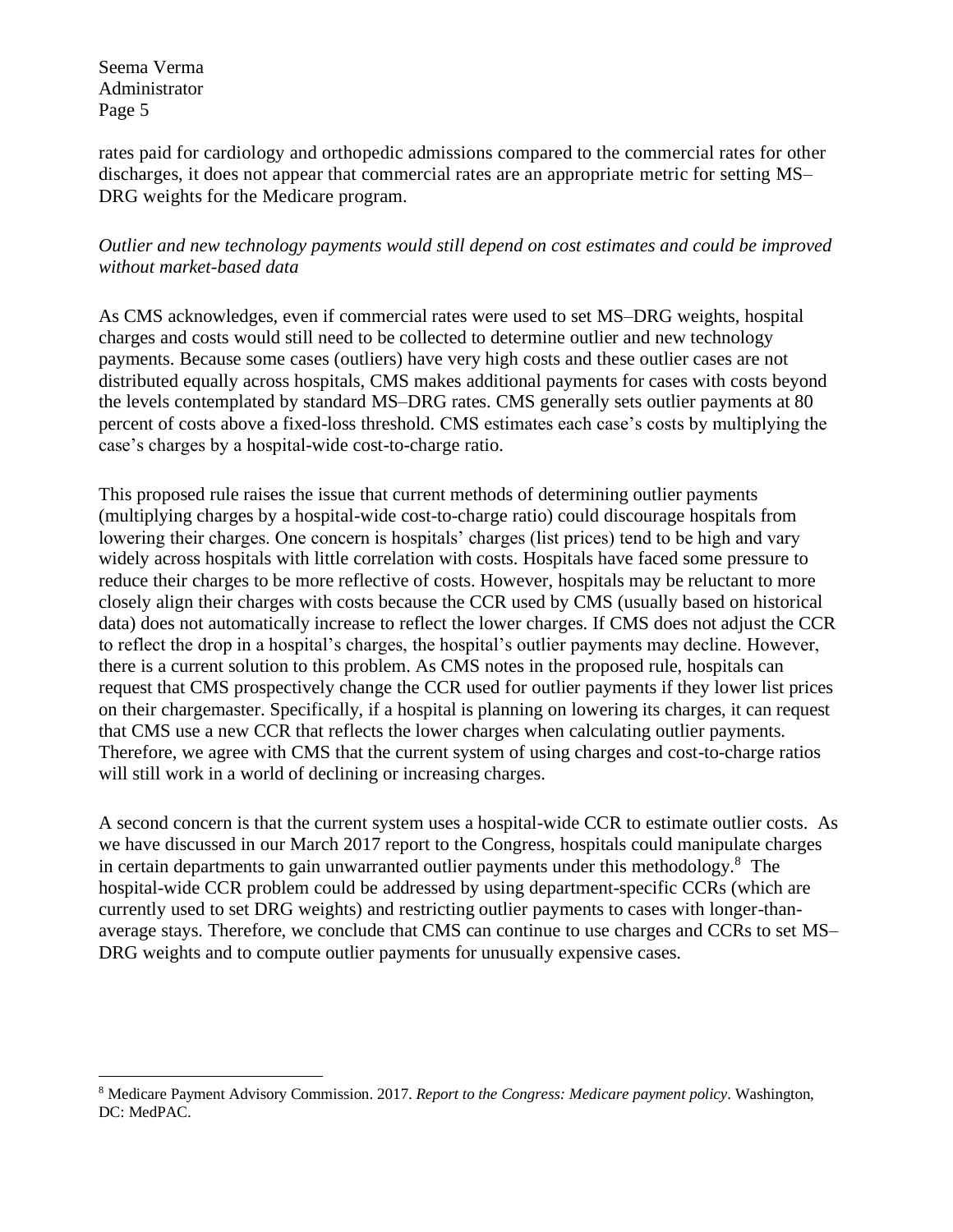rates paid for cardiology and orthopedic admissions compared to the commercial rates for other discharges, it does not appear that commercial rates are an appropriate metric for setting MS–DRG weights for the Medicare program.

*Outlier and new technology payments would still depend on cost estimates and could be improved without market-based data*

As CMS acknowledges, even if commercial rates were used to set MS–DRG weights, hospital charges and costs would still need to be collected to determine outlier and new technology payments. Because some cases (outliers) have very high costs and these outlier cases are not distributed equally across hospitals, CMS makes additional payments for cases with costs beyond the levels contemplated by standard MS–DRG rates. CMS generally sets outlier payments at 80 percent of costs above a fixed-loss threshold. CMS estimates each case's costs by multiplying the case's charges by a hospital-wide cost-to-charge ratio.

This proposed rule raises the issue that current methods of determining outlier payments (multiplying charges by a hospital-wide cost-to-charge ratio) could discourage hospitals from lowering their charges. One concern is hospitals' charges (list prices) tend to be high and vary widely across hospitals with little correlation with costs. Hospitals have faced some pressure to reduce their charges to be more reflective of costs. However, hospitals may be reluctant to more closely align their charges with costs because the CCR used by CMS (usually based on historical data) does not automatically increase to reflect the lower charges. If CMS does not adjust the CCR to reflect the drop in a hospital's charges, the hospital's outlier payments may decline. However, there is a current solution to this problem. As CMS notes in the proposed rule, hospitals can request that CMS prospectively change the CCR used for outlier payments if they lower list prices on their chargemaster. Specifically, if a hospital is planning on lowering its charges, it can request that CMS use a new CCR that reflects the lower charges when calculating outlier payments. Therefore, we agree with CMS that the current system of using charges and cost-to-charge ratios will still work in a world of declining or increasing charges.

A second concern is that the current system uses a hospital-wide CCR to estimate outlier costs. As we have discussed in our March 2017 report to the Congress, hospitals could manipulate charges in certain departments to gain unwarranted outlier payments under this methodology.[8] The hospital-wide CCR problem could be addressed by using department-specific CCRs (which are currently used to set DRG weights) and restricting outlier payments to cases with longer-than-average stays. Therefore, we conclude that CMS can continue to use charges and CCRs to set MS–DRG weights and to compute outlier payments for unusually expensive cases.

---

[8] Medicare Payment Advisory Commission. 2017. *Report to the Congress: Medicare payment policy*. Washington, DC: MedPAC.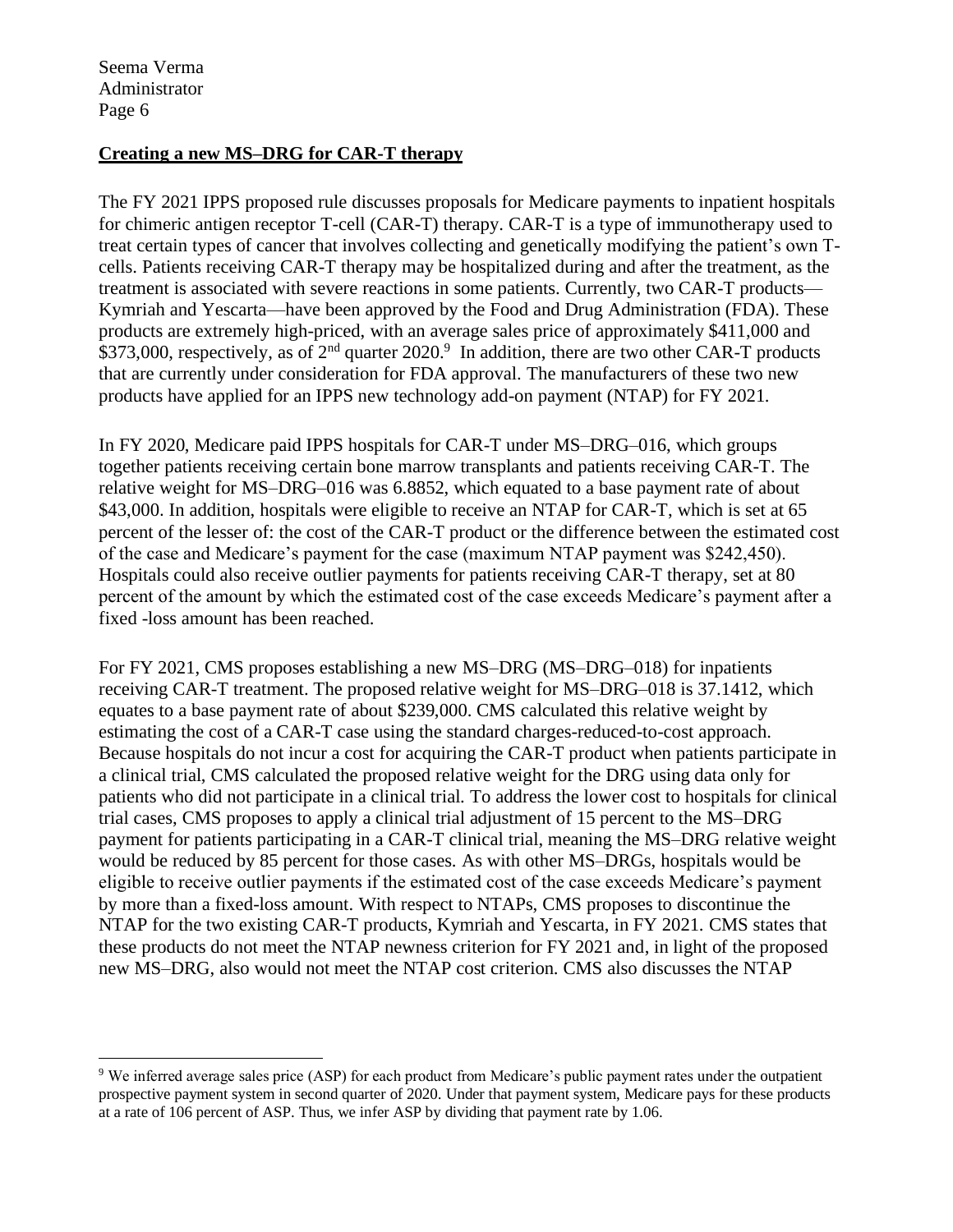**Creating a new MS–DRG for CAR-T therapy**

The FY 2021 IPPS proposed rule discusses proposals for Medicare payments to inpatient hospitals for chimeric antigen receptor T-cell (CAR-T) therapy. CAR-T is a type of immunotherapy used to treat certain types of cancer that involves collecting and genetically modifying the patient's own T-cells. Patients receiving CAR-T therapy may be hospitalized during and after the treatment, as the treatment is associated with severe reactions in some patients. Currently, two CAR-T products—Kymriah and Yescarta—have been approved by the Food and Drug Administration (FDA). These products are extremely high-priced, with an average sales price of approximately \$411,000 and \$373,000, respectively, as of 2nd quarter 2020.[9] In addition, there are two other CAR-T products that are currently under consideration for FDA approval. The manufacturers of these two new products have applied for an IPPS new technology add-on payment (NTAP) for FY 2021.

In FY 2020, Medicare paid IPPS hospitals for CAR-T under MS–DRG–016, which groups together patients receiving certain bone marrow transplants and patients receiving CAR-T. The relative weight for MS–DRG–016 was 6.8852, which equated to a base payment rate of about \$43,000. In addition, hospitals were eligible to receive an NTAP for CAR-T, which is set at 65 percent of the lesser of: the cost of the CAR-T product or the difference between the estimated cost of the case and Medicare's payment for the case (maximum NTAP payment was \$242,450). Hospitals could also receive outlier payments for patients receiving CAR-T therapy, set at 80 percent of the amount by which the estimated cost of the case exceeds Medicare's payment after a fixed -loss amount has been reached.

For FY 2021, CMS proposes establishing a new MS–DRG (MS–DRG–018) for inpatients receiving CAR-T treatment. The proposed relative weight for MS–DRG–018 is 37.1412, which equates to a base payment rate of about \$239,000. CMS calculated this relative weight by estimating the cost of a CAR-T case using the standard charges-reduced-to-cost approach. Because hospitals do not incur a cost for acquiring the CAR-T product when patients participate in a clinical trial, CMS calculated the proposed relative weight for the DRG using data only for patients who did not participate in a clinical trial. To address the lower cost to hospitals for clinical trial cases, CMS proposes to apply a clinical trial adjustment of 15 percent to the MS–DRG payment for patients participating in a CAR-T clinical trial, meaning the MS–DRG relative weight would be reduced by 85 percent for those cases. As with other MS–DRGs, hospitals would be eligible to receive outlier payments if the estimated cost of the case exceeds Medicare's payment by more than a fixed-loss amount. With respect to NTAPs, CMS proposes to discontinue the NTAP for the two existing CAR-T products, Kymriah and Yescarta, in FY 2021. CMS states that these products do not meet the NTAP newness criterion for FY 2021 and, in light of the proposed new MS–DRG, also would not meet the NTAP cost criterion. CMS also discusses the NTAP

---

[9] We inferred average sales price (ASP) for each product from Medicare's public payment rates under the outpatient prospective payment system in second quarter of 2020. Under that payment system, Medicare pays for these products at a rate of 106 percent of ASP. Thus, we infer ASP by dividing that payment rate by 1.06.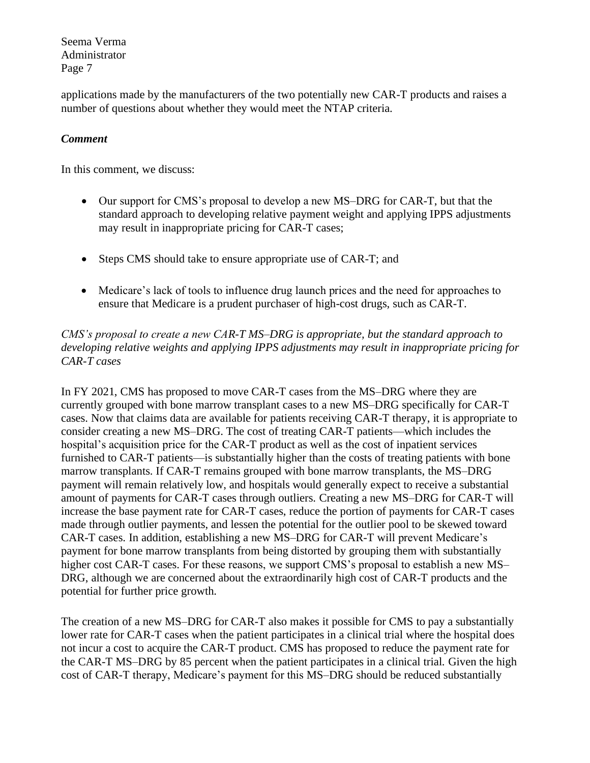applications made by the manufacturers of the two potentially new CAR-T products and raises a number of questions about whether they would meet the NTAP criteria.

### *Comment*

In this comment, we discuss:

- Our support for CMS's proposal to develop a new MS–DRG for CAR-T, but that the standard approach to developing relative payment weight and applying IPPS adjustments may result in inappropriate pricing for CAR-T cases;
- Steps CMS should take to ensure appropriate use of CAR-T; and
- Medicare's lack of tools to influence drug launch prices and the need for approaches to ensure that Medicare is a prudent purchaser of high-cost drugs, such as CAR-T.

*CMS's proposal to create a new CAR-T MS–DRG is appropriate, but the standard approach to developing relative weights and applying IPPS adjustments may result in inappropriate pricing for CAR-T cases*

In FY 2021, CMS has proposed to move CAR-T cases from the MS–DRG where they are currently grouped with bone marrow transplant cases to a new MS–DRG specifically for CAR-T cases. Now that claims data are available for patients receiving CAR-T therapy, it is appropriate to consider creating a new MS–DRG. The cost of treating CAR-T patients—which includes the hospital's acquisition price for the CAR-T product as well as the cost of inpatient services furnished to CAR-T patients—is substantially higher than the costs of treating patients with bone marrow transplants. If CAR-T remains grouped with bone marrow transplants, the MS–DRG payment will remain relatively low, and hospitals would generally expect to receive a substantial amount of payments for CAR-T cases through outliers. Creating a new MS–DRG for CAR-T will increase the base payment rate for CAR-T cases, reduce the portion of payments for CAR-T cases made through outlier payments, and lessen the potential for the outlier pool to be skewed toward CAR-T cases. In addition, establishing a new MS–DRG for CAR-T will prevent Medicare's payment for bone marrow transplants from being distorted by grouping them with substantially higher cost CAR-T cases. For these reasons, we support CMS's proposal to establish a new MS–DRG, although we are concerned about the extraordinarily high cost of CAR-T products and the potential for further price growth.

The creation of a new MS–DRG for CAR-T also makes it possible for CMS to pay a substantially lower rate for CAR-T cases when the patient participates in a clinical trial where the hospital does not incur a cost to acquire the CAR-T product. CMS has proposed to reduce the payment rate for the CAR-T MS–DRG by 85 percent when the patient participates in a clinical trial. Given the high cost of CAR-T therapy, Medicare's payment for this MS–DRG should be reduced substantially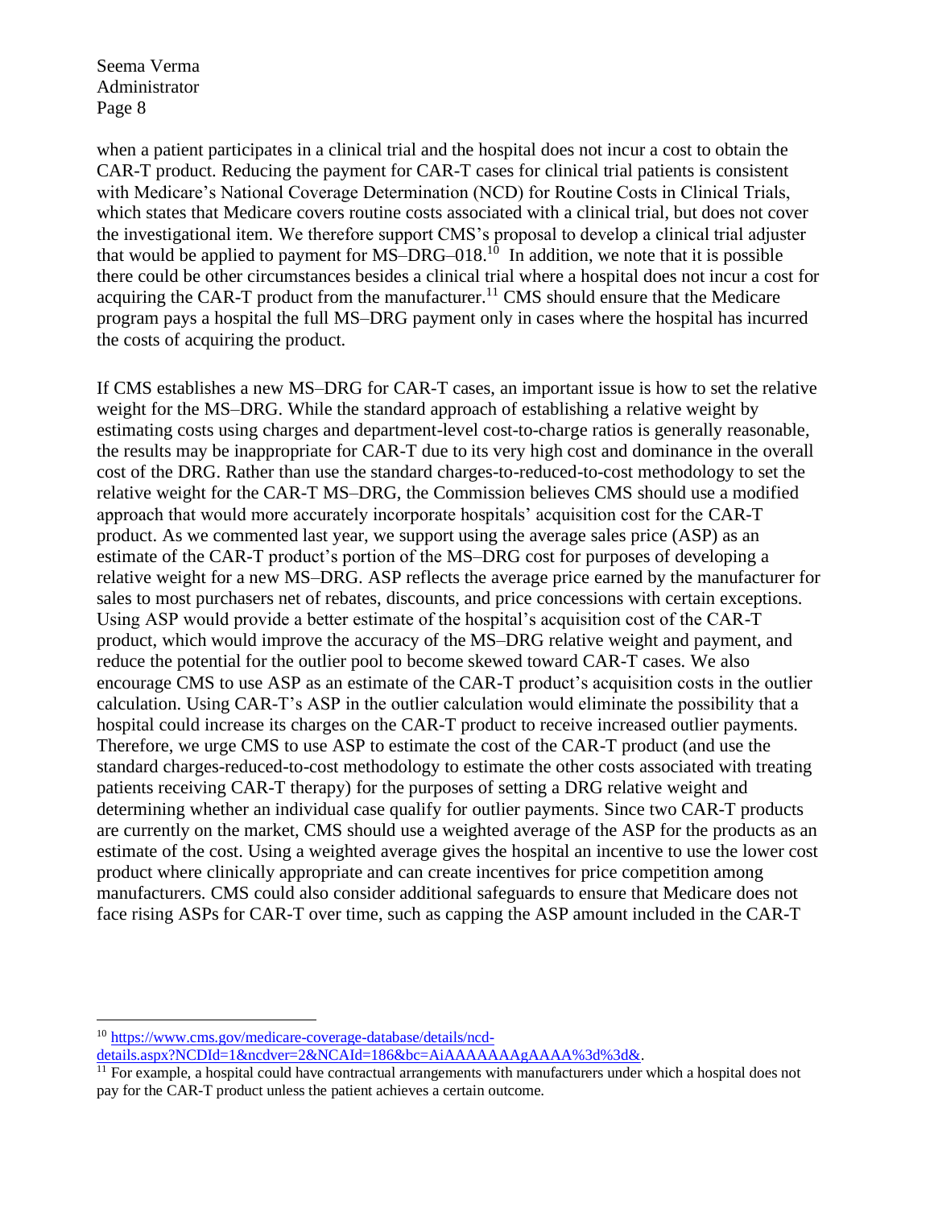when a patient participates in a clinical trial and the hospital does not incur a cost to obtain the CAR-T product. Reducing the payment for CAR-T cases for clinical trial patients is consistent with Medicare's National Coverage Determination (NCD) for Routine Costs in Clinical Trials, which states that Medicare covers routine costs associated with a clinical trial, but does not cover the investigational item. We therefore support CMS's proposal to develop a clinical trial adjuster that would be applied to payment for MS–DRG–018.[10] In addition, we note that it is possible there could be other circumstances besides a clinical trial where a hospital does not incur a cost for acquiring the CAR-T product from the manufacturer.[11] CMS should ensure that the Medicare program pays a hospital the full MS–DRG payment only in cases where the hospital has incurred the costs of acquiring the product.

If CMS establishes a new MS–DRG for CAR-T cases, an important issue is how to set the relative weight for the MS–DRG. While the standard approach of establishing a relative weight by estimating costs using charges and department-level cost-to-charge ratios is generally reasonable, the results may be inappropriate for CAR-T due to its very high cost and dominance in the overall cost of the DRG. Rather than use the standard charges-to-reduced-to-cost methodology to set the relative weight for the CAR-T MS–DRG, the Commission believes CMS should use a modified approach that would more accurately incorporate hospitals' acquisition cost for the CAR-T product. As we commented last year, we support using the average sales price (ASP) as an estimate of the CAR-T product's portion of the MS–DRG cost for purposes of developing a relative weight for a new MS–DRG. ASP reflects the average price earned by the manufacturer for sales to most purchasers net of rebates, discounts, and price concessions with certain exceptions. Using ASP would provide a better estimate of the hospital's acquisition cost of the CAR-T product, which would improve the accuracy of the MS–DRG relative weight and payment, and reduce the potential for the outlier pool to become skewed toward CAR-T cases. We also encourage CMS to use ASP as an estimate of the CAR-T product's acquisition costs in the outlier calculation. Using CAR-T's ASP in the outlier calculation would eliminate the possibility that a hospital could increase its charges on the CAR-T product to receive increased outlier payments. Therefore, we urge CMS to use ASP to estimate the cost of the CAR-T product (and use the standard charges-reduced-to-cost methodology to estimate the other costs associated with treating patients receiving CAR-T therapy) for the purposes of setting a DRG relative weight and determining whether an individual case qualify for outlier payments. Since two CAR-T products are currently on the market, CMS should use a weighted average of the ASP for the products as an estimate of the cost. Using a weighted average gives the hospital an incentive to use the lower cost product where clinically appropriate and can create incentives for price competition among manufacturers. CMS could also consider additional safeguards to ensure that Medicare does not face rising ASPs for CAR-T over time, such as capping the ASP amount included in the CAR-T

---

[10] https://www.cms.gov/medicare-coverage-database/details/ncd-details.aspx?NCDId=1&ncdver=2&NCAId=186&bc=AiAAAAAAAgAAAA%3d%3d&.

[11] For example, a hospital could have contractual arrangements with manufacturers under which a hospital does not pay for the CAR-T product unless the patient achieves a certain outcome.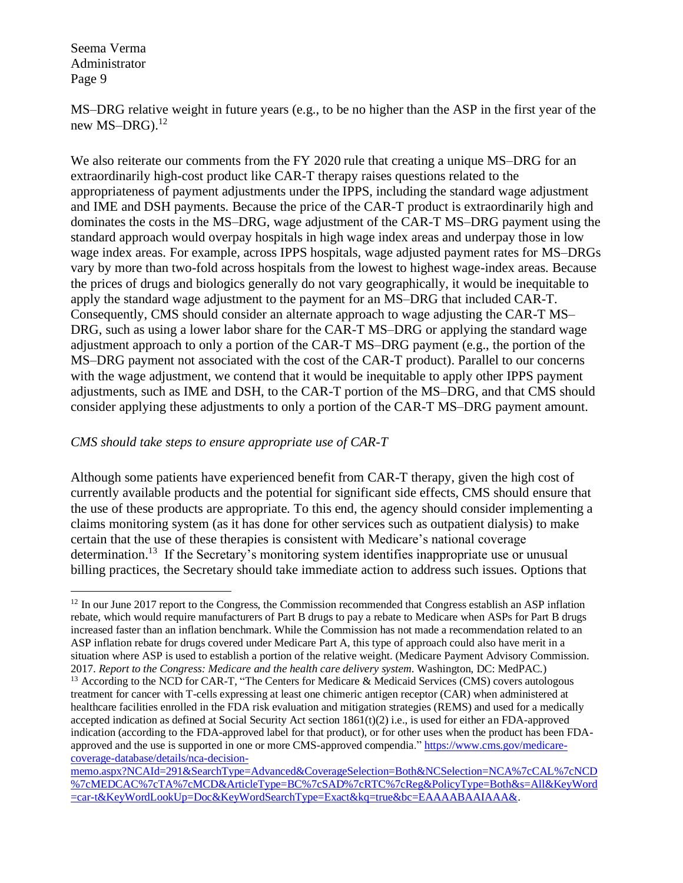MS–DRG relative weight in future years (e.g., to be no higher than the ASP in the first year of the new MS–DRG).[12]

We also reiterate our comments from the FY 2020 rule that creating a unique MS–DRG for an extraordinarily high-cost product like CAR-T therapy raises questions related to the appropriateness of payment adjustments under the IPPS, including the standard wage adjustment and IME and DSH payments. Because the price of the CAR-T product is extraordinarily high and dominates the costs in the MS–DRG, wage adjustment of the CAR-T MS–DRG payment using the standard approach would overpay hospitals in high wage index areas and underpay those in low wage index areas. For example, across IPPS hospitals, wage adjusted payment rates for MS–DRGs vary by more than two-fold across hospitals from the lowest to highest wage-index areas. Because the prices of drugs and biologics generally do not vary geographically, it would be inequitable to apply the standard wage adjustment to the payment for an MS–DRG that included CAR-T. Consequently, CMS should consider an alternate approach to wage adjusting the CAR-T MS–DRG, such as using a lower labor share for the CAR-T MS–DRG or applying the standard wage adjustment approach to only a portion of the CAR-T MS–DRG payment (e.g., the portion of the MS–DRG payment not associated with the cost of the CAR-T product). Parallel to our concerns with the wage adjustment, we contend that it would be inequitable to apply other IPPS payment adjustments, such as IME and DSH, to the CAR-T portion of the MS–DRG, and that CMS should consider applying these adjustments to only a portion of the CAR-T MS–DRG payment amount.

*CMS should take steps to ensure appropriate use of CAR-T*

Although some patients have experienced benefit from CAR-T therapy, given the high cost of currently available products and the potential for significant side effects, CMS should ensure that the use of these products are appropriate. To this end, the agency should consider implementing a claims monitoring system (as it has done for other services such as outpatient dialysis) to make certain that the use of these therapies is consistent with Medicare's national coverage determination.[13] If the Secretary's monitoring system identifies inappropriate use or unusual billing practices, the Secretary should take immediate action to address such issues. Options that

---

[12] In our June 2017 report to the Congress, the Commission recommended that Congress establish an ASP inflation rebate, which would require manufacturers of Part B drugs to pay a rebate to Medicare when ASPs for Part B drugs increased faster than an inflation benchmark. While the Commission has not made a recommendation related to an ASP inflation rebate for drugs covered under Medicare Part A, this type of approach could also have merit in a situation where ASP is used to establish a portion of the relative weight. (Medicare Payment Advisory Commission. 2017. *Report to the Congress: Medicare and the health care delivery system*. Washington, DC: MedPAC.)

[13] According to the NCD for CAR-T, "The Centers for Medicare & Medicaid Services (CMS) covers autologous treatment for cancer with T-cells expressing at least one chimeric antigen receptor (CAR) when administered at healthcare facilities enrolled in the FDA risk evaluation and mitigation strategies (REMS) and used for a medically accepted indication as defined at Social Security Act section 1861(t)(2) i.e., is used for either an FDA-approved indication (according to the FDA-approved label for that product), or for other uses when the product has been FDA-approved and the use is supported in one or more CMS-approved compendia." https://www.cms.gov/medicare-coverage-database/details/nca-decision-memo.aspx?NCAId=291&SearchType=Advanced&CoverageSelection=Both&NCSelection=NCA%7cCAL%7cNCD%7cMEDCAC%7cTA%7cMCD&ArticleType=BC%7cSAD%7cRTC%7cReg&PolicyType=Both&s=All&KeyWord=car-t&KeyWordLookUp=Doc&KeyWordSearchType=Exact&kq=true&bc=EAAAABAAIAAA&.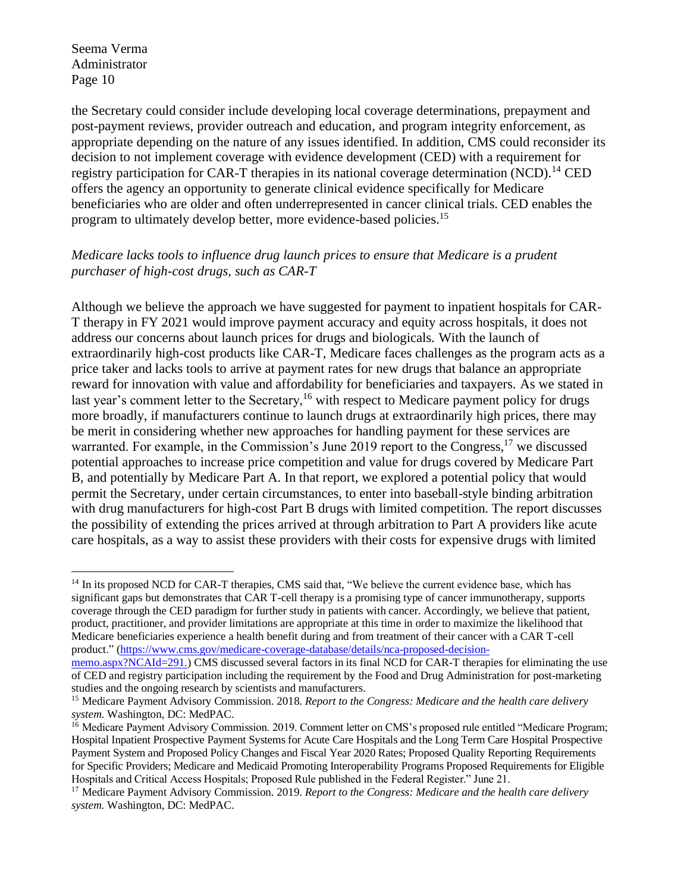the Secretary could consider include developing local coverage determinations, prepayment and post-payment reviews, provider outreach and education, and program integrity enforcement, as appropriate depending on the nature of any issues identified. In addition, CMS could reconsider its decision to not implement coverage with evidence development (CED) with a requirement for registry participation for CAR-T therapies in its national coverage determination (NCD).[14] CED offers the agency an opportunity to generate clinical evidence specifically for Medicare beneficiaries who are older and often underrepresented in cancer clinical trials. CED enables the program to ultimately develop better, more evidence-based policies.[15]

*Medicare lacks tools to influence drug launch prices to ensure that Medicare is a prudent purchaser of high-cost drugs, such as CAR-T*

Although we believe the approach we have suggested for payment to inpatient hospitals for CAR-T therapy in FY 2021 would improve payment accuracy and equity across hospitals, it does not address our concerns about launch prices for drugs and biologicals. With the launch of extraordinarily high-cost products like CAR-T, Medicare faces challenges as the program acts as a price taker and lacks tools to arrive at payment rates for new drugs that balance an appropriate reward for innovation with value and affordability for beneficiaries and taxpayers. As we stated in last year's comment letter to the Secretary,[16] with respect to Medicare payment policy for drugs more broadly, if manufacturers continue to launch drugs at extraordinarily high prices, there may be merit in considering whether new approaches for handling payment for these services are warranted. For example, in the Commission's June 2019 report to the Congress,[17] we discussed potential approaches to increase price competition and value for drugs covered by Medicare Part B, and potentially by Medicare Part A. In that report, we explored a potential policy that would permit the Secretary, under certain circumstances, to enter into baseball-style binding arbitration with drug manufacturers for high-cost Part B drugs with limited competition. The report discusses the possibility of extending the prices arrived at through arbitration to Part A providers like acute care hospitals, as a way to assist these providers with their costs for expensive drugs with limited

---

[14] In its proposed NCD for CAR-T therapies, CMS said that, "We believe the current evidence base, which has significant gaps but demonstrates that CAR T-cell therapy is a promising type of cancer immunotherapy, supports coverage through the CED paradigm for further study in patients with cancer. Accordingly, we believe that patient, product, practitioner, and provider limitations are appropriate at this time in order to maximize the likelihood that Medicare beneficiaries experience a health benefit during and from treatment of their cancer with a CAR T-cell product." (https://www.cms.gov/medicare-coverage-database/details/nca-proposed-decision-memo.aspx?NCAId=291.) CMS discussed several factors in its final NCD for CAR-T therapies for eliminating the use of CED and registry participation including the requirement by the Food and Drug Administration for post-marketing studies and the ongoing research by scientists and manufacturers.

[15] Medicare Payment Advisory Commission. 2018. *Report to the Congress: Medicare and the health care delivery system.* Washington, DC: MedPAC.

[16] Medicare Payment Advisory Commission. 2019. Comment letter on CMS's proposed rule entitled "Medicare Program; Hospital Inpatient Prospective Payment Systems for Acute Care Hospitals and the Long Term Care Hospital Prospective Payment System and Proposed Policy Changes and Fiscal Year 2020 Rates; Proposed Quality Reporting Requirements for Specific Providers; Medicare and Medicaid Promoting Interoperability Programs Proposed Requirements for Eligible Hospitals and Critical Access Hospitals; Proposed Rule published in the Federal Register." June 21.

[17] Medicare Payment Advisory Commission. 2019. *Report to the Congress: Medicare and the health care delivery system.* Washington, DC: MedPAC.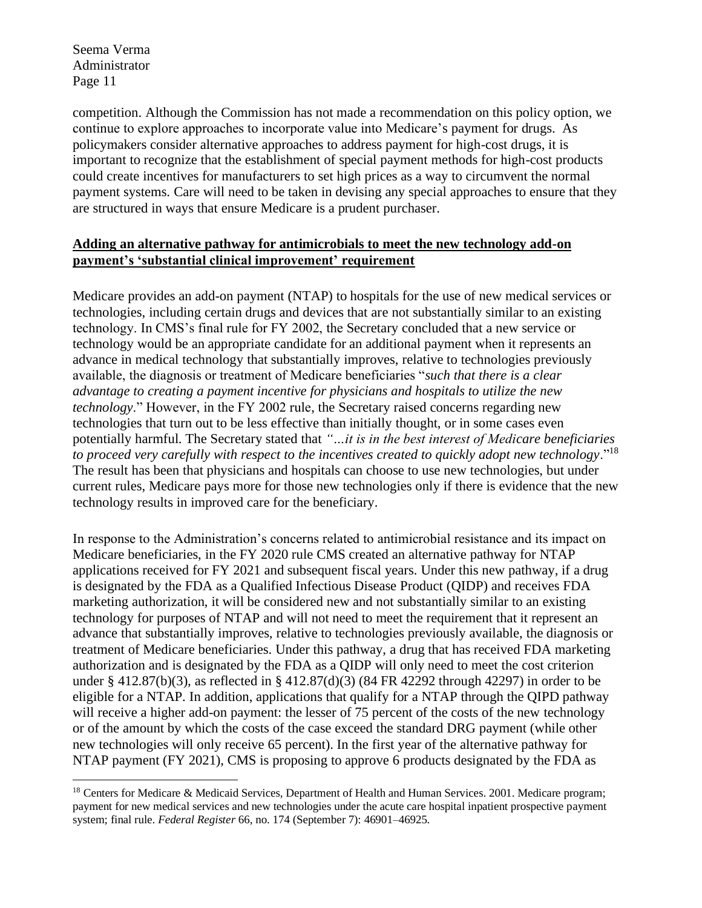competition. Although the Commission has not made a recommendation on this policy option, we continue to explore approaches to incorporate value into Medicare's payment for drugs. As policymakers consider alternative approaches to address payment for high-cost drugs, it is important to recognize that the establishment of special payment methods for high-cost products could create incentives for manufacturers to set high prices as a way to circumvent the normal payment systems. Care will need to be taken in devising any special approaches to ensure that they are structured in ways that ensure Medicare is a prudent purchaser.

**Adding an alternative pathway for antimicrobials to meet the new technology add-on payment's 'substantial clinical improvement' requirement**

Medicare provides an add-on payment (NTAP) to hospitals for the use of new medical services or technologies, including certain drugs and devices that are not substantially similar to an existing technology. In CMS's final rule for FY 2002, the Secretary concluded that a new service or technology would be an appropriate candidate for an additional payment when it represents an advance in medical technology that substantially improves, relative to technologies previously available, the diagnosis or treatment of Medicare beneficiaries "*such that there is a clear advantage to creating a payment incentive for physicians and hospitals to utilize the new technology*." However, in the FY 2002 rule, the Secretary raised concerns regarding new technologies that turn out to be less effective than initially thought, or in some cases even potentially harmful. The Secretary stated that *"…it is in the best interest of Medicare beneficiaries to proceed very carefully with respect to the incentives created to quickly adopt new technology*."[18] The result has been that physicians and hospitals can choose to use new technologies, but under current rules, Medicare pays more for those new technologies only if there is evidence that the new technology results in improved care for the beneficiary.

In response to the Administration's concerns related to antimicrobial resistance and its impact on Medicare beneficiaries, in the FY 2020 rule CMS created an alternative pathway for NTAP applications received for FY 2021 and subsequent fiscal years. Under this new pathway, if a drug is designated by the FDA as a Qualified Infectious Disease Product (QIDP) and receives FDA marketing authorization, it will be considered new and not substantially similar to an existing technology for purposes of NTAP and will not need to meet the requirement that it represent an advance that substantially improves, relative to technologies previously available, the diagnosis or treatment of Medicare beneficiaries. Under this pathway, a drug that has received FDA marketing authorization and is designated by the FDA as a QIDP will only need to meet the cost criterion under § 412.87(b)(3), as reflected in § 412.87(d)(3) (84 FR 42292 through 42297) in order to be eligible for a NTAP. In addition, applications that qualify for a NTAP through the QIPD pathway will receive a higher add-on payment: the lesser of 75 percent of the costs of the new technology or of the amount by which the costs of the case exceed the standard DRG payment (while other new technologies will only receive 65 percent). In the first year of the alternative pathway for NTAP payment (FY 2021), CMS is proposing to approve 6 products designated by the FDA as

[18] Centers for Medicare & Medicaid Services, Department of Health and Human Services. 2001. Medicare program; payment for new medical services and new technologies under the acute care hospital inpatient prospective payment system; final rule. *Federal Register* 66, no. 174 (September 7): 46901–46925.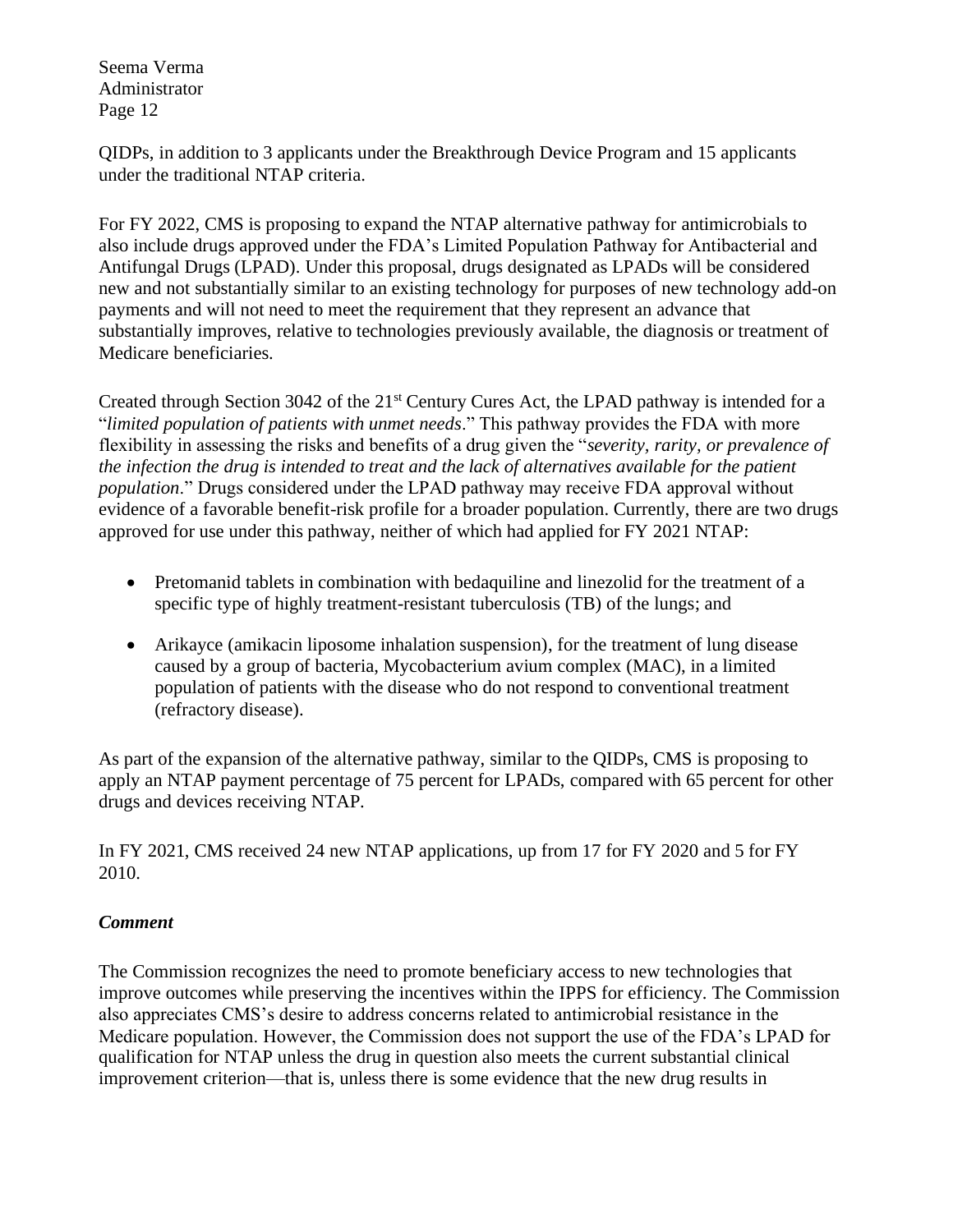QIDPs, in addition to 3 applicants under the Breakthrough Device Program and 15 applicants under the traditional NTAP criteria.

For FY 2022, CMS is proposing to expand the NTAP alternative pathway for antimicrobials to also include drugs approved under the FDA's Limited Population Pathway for Antibacterial and Antifungal Drugs (LPAD). Under this proposal, drugs designated as LPADs will be considered new and not substantially similar to an existing technology for purposes of new technology add-on payments and will not need to meet the requirement that they represent an advance that substantially improves, relative to technologies previously available, the diagnosis or treatment of Medicare beneficiaries.

Created through Section 3042 of the 21st Century Cures Act, the LPAD pathway is intended for a "*limited population of patients with unmet needs*." This pathway provides the FDA with more flexibility in assessing the risks and benefits of a drug given the "*severity, rarity, or prevalence of the infection the drug is intended to treat and the lack of alternatives available for the patient population*." Drugs considered under the LPAD pathway may receive FDA approval without evidence of a favorable benefit-risk profile for a broader population. Currently, there are two drugs approved for use under this pathway, neither of which had applied for FY 2021 NTAP:

- Pretomanid tablets in combination with bedaquiline and linezolid for the treatment of a specific type of highly treatment-resistant tuberculosis (TB) of the lungs; and
- Arikayce (amikacin liposome inhalation suspension), for the treatment of lung disease caused by a group of bacteria, Mycobacterium avium complex (MAC), in a limited population of patients with the disease who do not respond to conventional treatment (refractory disease).

As part of the expansion of the alternative pathway, similar to the QIDPs, CMS is proposing to apply an NTAP payment percentage of 75 percent for LPADs, compared with 65 percent for other drugs and devices receiving NTAP.

In FY 2021, CMS received 24 new NTAP applications, up from 17 for FY 2020 and 5 for FY 2010.

***Comment***

The Commission recognizes the need to promote beneficiary access to new technologies that improve outcomes while preserving the incentives within the IPPS for efficiency. The Commission also appreciates CMS's desire to address concerns related to antimicrobial resistance in the Medicare population. However, the Commission does not support the use of the FDA's LPAD for qualification for NTAP unless the drug in question also meets the current substantial clinical improvement criterion—that is, unless there is some evidence that the new drug results in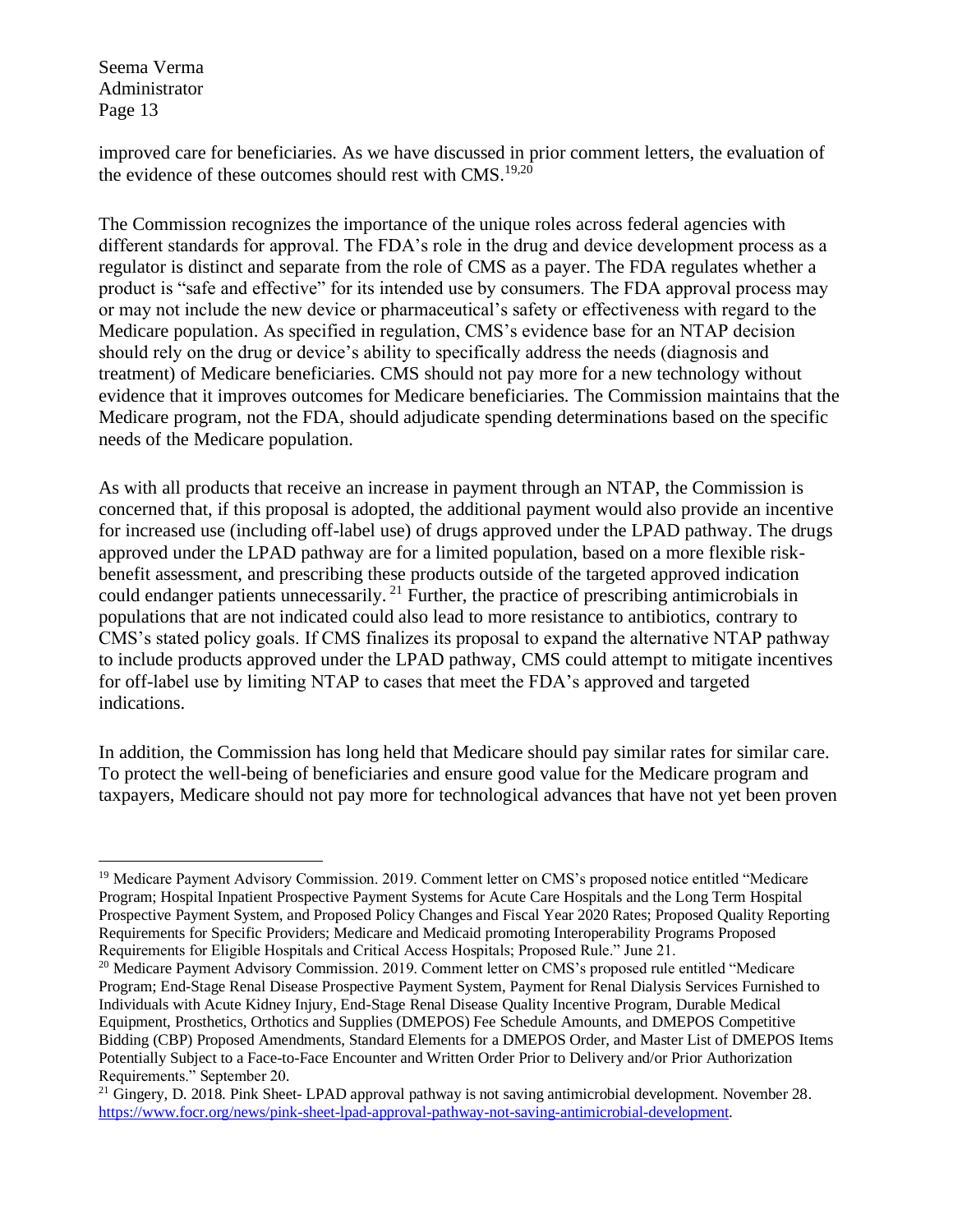improved care for beneficiaries. As we have discussed in prior comment letters, the evaluation of the evidence of these outcomes should rest with CMS.[19,20]

The Commission recognizes the importance of the unique roles across federal agencies with different standards for approval. The FDA's role in the drug and device development process as a regulator is distinct and separate from the role of CMS as a payer. The FDA regulates whether a product is "safe and effective" for its intended use by consumers. The FDA approval process may or may not include the new device or pharmaceutical's safety or effectiveness with regard to the Medicare population. As specified in regulation, CMS's evidence base for an NTAP decision should rely on the drug or device's ability to specifically address the needs (diagnosis and treatment) of Medicare beneficiaries. CMS should not pay more for a new technology without evidence that it improves outcomes for Medicare beneficiaries. The Commission maintains that the Medicare program, not the FDA, should adjudicate spending determinations based on the specific needs of the Medicare population.

As with all products that receive an increase in payment through an NTAP, the Commission is concerned that, if this proposal is adopted, the additional payment would also provide an incentive for increased use (including off-label use) of drugs approved under the LPAD pathway. The drugs approved under the LPAD pathway are for a limited population, based on a more flexible risk-benefit assessment, and prescribing these products outside of the targeted approved indication could endanger patients unnecessarily.[21] Further, the practice of prescribing antimicrobials in populations that are not indicated could also lead to more resistance to antibiotics, contrary to CMS's stated policy goals. If CMS finalizes its proposal to expand the alternative NTAP pathway to include products approved under the LPAD pathway, CMS could attempt to mitigate incentives for off-label use by limiting NTAP to cases that meet the FDA's approved and targeted indications.

In addition, the Commission has long held that Medicare should pay similar rates for similar care. To protect the well-being of beneficiaries and ensure good value for the Medicare program and taxpayers, Medicare should not pay more for technological advances that have not yet been proven

---

[19] Medicare Payment Advisory Commission. 2019. Comment letter on CMS's proposed notice entitled "Medicare Program; Hospital Inpatient Prospective Payment Systems for Acute Care Hospitals and the Long Term Hospital Prospective Payment System, and Proposed Policy Changes and Fiscal Year 2020 Rates; Proposed Quality Reporting Requirements for Specific Providers; Medicare and Medicaid promoting Interoperability Programs Proposed Requirements for Eligible Hospitals and Critical Access Hospitals; Proposed Rule." June 21.

[20] Medicare Payment Advisory Commission. 2019. Comment letter on CMS's proposed rule entitled "Medicare Program; End-Stage Renal Disease Prospective Payment System, Payment for Renal Dialysis Services Furnished to Individuals with Acute Kidney Injury, End-Stage Renal Disease Quality Incentive Program, Durable Medical Equipment, Prosthetics, Orthotics and Supplies (DMEPOS) Fee Schedule Amounts, and DMEPOS Competitive Bidding (CBP) Proposed Amendments, Standard Elements for a DMEPOS Order, and Master List of DMEPOS Items Potentially Subject to a Face-to-Face Encounter and Written Order Prior to Delivery and/or Prior Authorization Requirements." September 20.

[21] Gingery, D. 2018. Pink Sheet- LPAD approval pathway is not saving antimicrobial development. November 28. https://www.focr.org/news/pink-sheet-lpad-approval-pathway-not-saving-antimicrobial-development.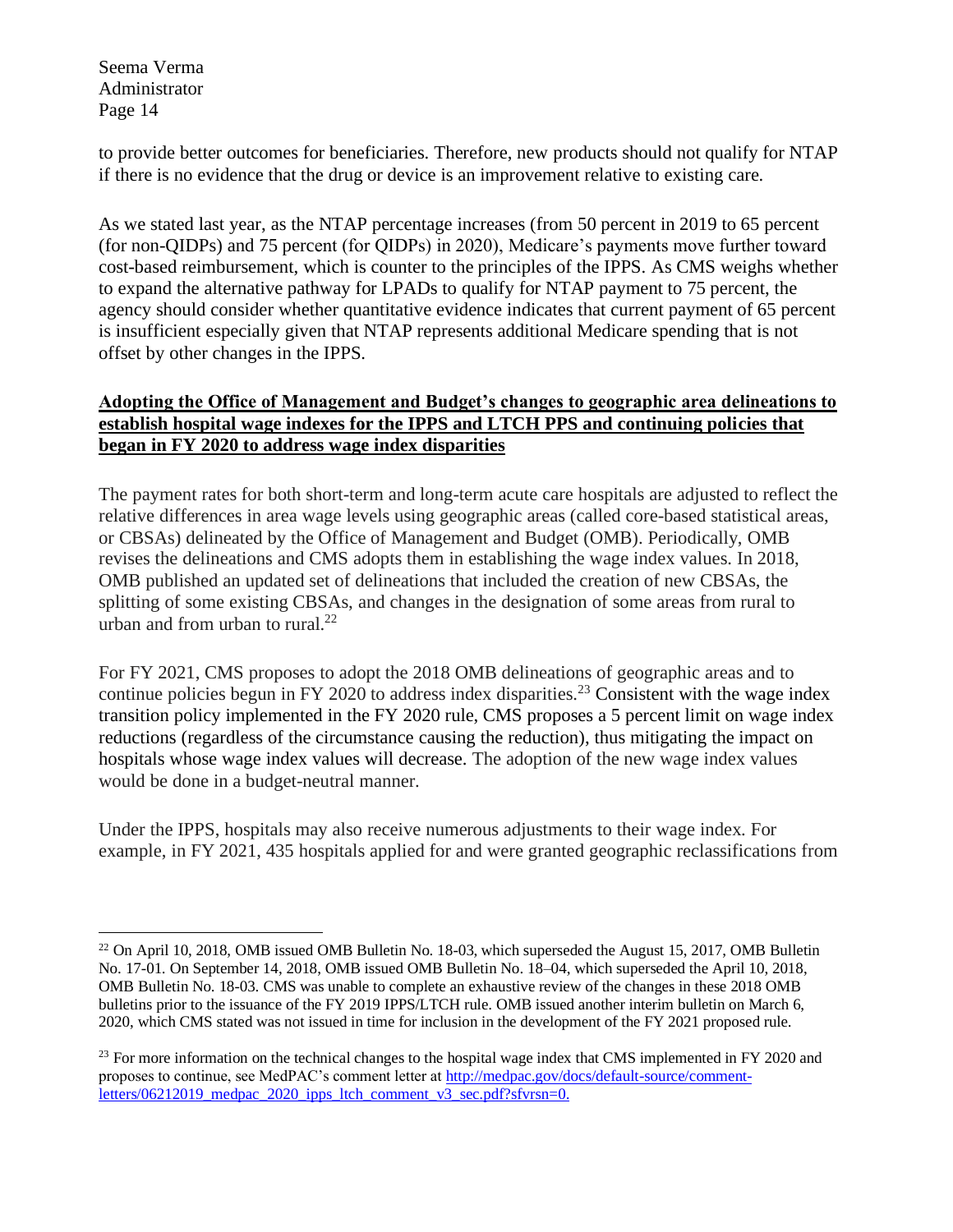to provide better outcomes for beneficiaries. Therefore, new products should not qualify for NTAP if there is no evidence that the drug or device is an improvement relative to existing care.

As we stated last year, as the NTAP percentage increases (from 50 percent in 2019 to 65 percent (for non-QIDPs) and 75 percent (for QIDPs) in 2020), Medicare's payments move further toward cost-based reimbursement, which is counter to the principles of the IPPS. As CMS weighs whether to expand the alternative pathway for LPADs to qualify for NTAP payment to 75 percent, the agency should consider whether quantitative evidence indicates that current payment of 65 percent is insufficient especially given that NTAP represents additional Medicare spending that is not offset by other changes in the IPPS.

**Adopting the Office of Management and Budget's changes to geographic area delineations to establish hospital wage indexes for the IPPS and LTCH PPS and continuing policies that began in FY 2020 to address wage index disparities**

The payment rates for both short-term and long-term acute care hospitals are adjusted to reflect the relative differences in area wage levels using geographic areas (called core-based statistical areas, or CBSAs) delineated by the Office of Management and Budget (OMB). Periodically, OMB revises the delineations and CMS adopts them in establishing the wage index values. In 2018, OMB published an updated set of delineations that included the creation of new CBSAs, the splitting of some existing CBSAs, and changes in the designation of some areas from rural to urban and from urban to rural.[22]

For FY 2021, CMS proposes to adopt the 2018 OMB delineations of geographic areas and to continue policies begun in FY 2020 to address index disparities.[23] Consistent with the wage index transition policy implemented in the FY 2020 rule, CMS proposes a 5 percent limit on wage index reductions (regardless of the circumstance causing the reduction), thus mitigating the impact on hospitals whose wage index values will decrease. The adoption of the new wage index values would be done in a budget-neutral manner.

Under the IPPS, hospitals may also receive numerous adjustments to their wage index. For example, in FY 2021, 435 hospitals applied for and were granted geographic reclassifications from

[22] On April 10, 2018, OMB issued OMB Bulletin No. 18-03, which superseded the August 15, 2017, OMB Bulletin No. 17-01. On September 14, 2018, OMB issued OMB Bulletin No. 18–04, which superseded the April 10, 2018, OMB Bulletin No. 18-03. CMS was unable to complete an exhaustive review of the changes in these 2018 OMB bulletins prior to the issuance of the FY 2019 IPPS/LTCH rule. OMB issued another interim bulletin on March 6, 2020, which CMS stated was not issued in time for inclusion in the development of the FY 2021 proposed rule.

[23] For more information on the technical changes to the hospital wage index that CMS implemented in FY 2020 and proposes to continue, see MedPAC's comment letter at [http://medpac.gov/docs/default-source/comment-letters/06212019_medpac_2020_ipps_ltch_comment_v3_sec.pdf?sfvrsn=0.](http://medpac.gov/docs/default-source/comment-letters/06212019_medpac_2020_ipps_ltch_comment_v3_sec.pdf?sfvrsn=0)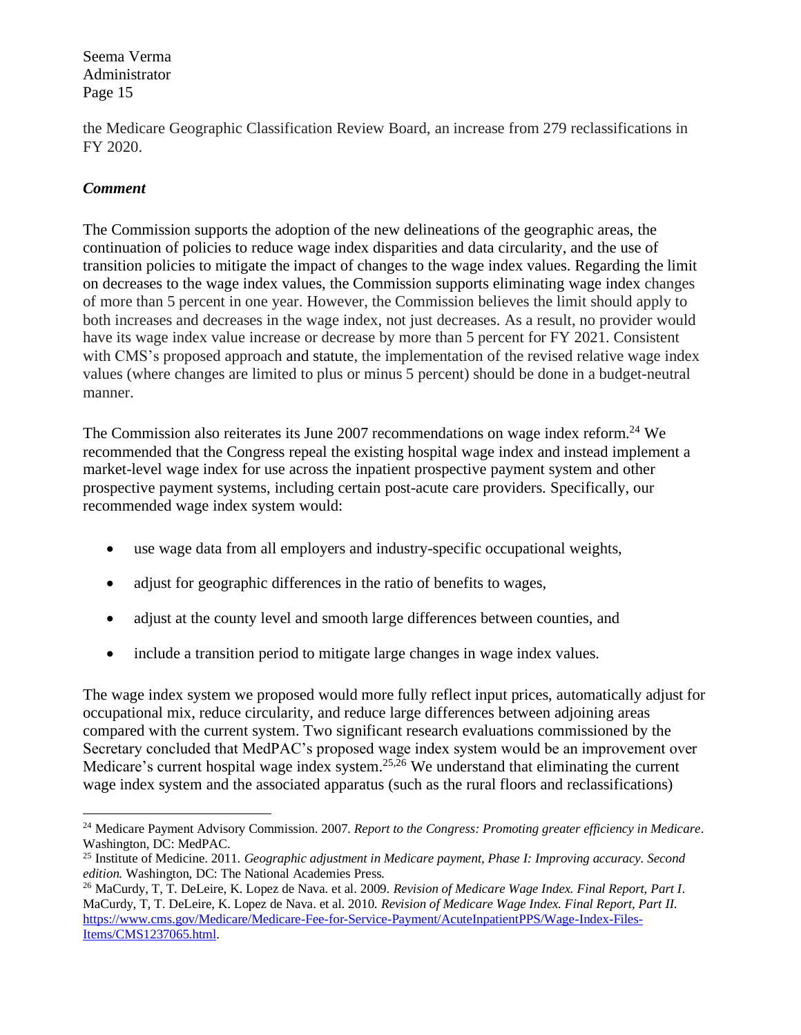the Medicare Geographic Classification Review Board, an increase from 279 reclassifications in FY 2020.

***Comment***

The Commission supports the adoption of the new delineations of the geographic areas, the continuation of policies to reduce wage index disparities and data circularity, and the use of transition policies to mitigate the impact of changes to the wage index values. Regarding the limit on decreases to the wage index values, the Commission supports eliminating wage index changes of more than 5 percent in one year. However, the Commission believes the limit should apply to both increases and decreases in the wage index, not just decreases. As a result, no provider would have its wage index value increase or decrease by more than 5 percent for FY 2021. Consistent with CMS's proposed approach and statute, the implementation of the revised relative wage index values (where changes are limited to plus or minus 5 percent) should be done in a budget-neutral manner.

The Commission also reiterates its June 2007 recommendations on wage index reform.[24] We recommended that the Congress repeal the existing hospital wage index and instead implement a market-level wage index for use across the inpatient prospective payment system and other prospective payment systems, including certain post-acute care providers. Specifically, our recommended wage index system would:

- use wage data from all employers and industry-specific occupational weights,
- adjust for geographic differences in the ratio of benefits to wages,
- adjust at the county level and smooth large differences between counties, and
- include a transition period to mitigate large changes in wage index values.

The wage index system we proposed would more fully reflect input prices, automatically adjust for occupational mix, reduce circularity, and reduce large differences between adjoining areas compared with the current system. Two significant research evaluations commissioned by the Secretary concluded that MedPAC's proposed wage index system would be an improvement over Medicare's current hospital wage index system.[25,26] We understand that eliminating the current wage index system and the associated apparatus (such as the rural floors and reclassifications)

---

[24] Medicare Payment Advisory Commission. 2007. *Report to the Congress: Promoting greater efficiency in Medicare*. Washington, DC: MedPAC.

[25] Institute of Medicine. 2011. *Geographic adjustment in Medicare payment, Phase I: Improving accuracy. Second edition.* Washington, DC: The National Academies Press.

[26] MaCurdy, T, T. DeLeire, K. Lopez de Nava. et al. 2009. *Revision of Medicare Wage Index. Final Report, Part I*. MaCurdy, T, T. DeLeire, K. Lopez de Nava. et al. 2010. *Revision of Medicare Wage Index. Final Report, Part II.* https://www.cms.gov/Medicare/Medicare-Fee-for-Service-Payment/AcuteInpatientPPS/Wage-Index-Files-Items/CMS1237065.html.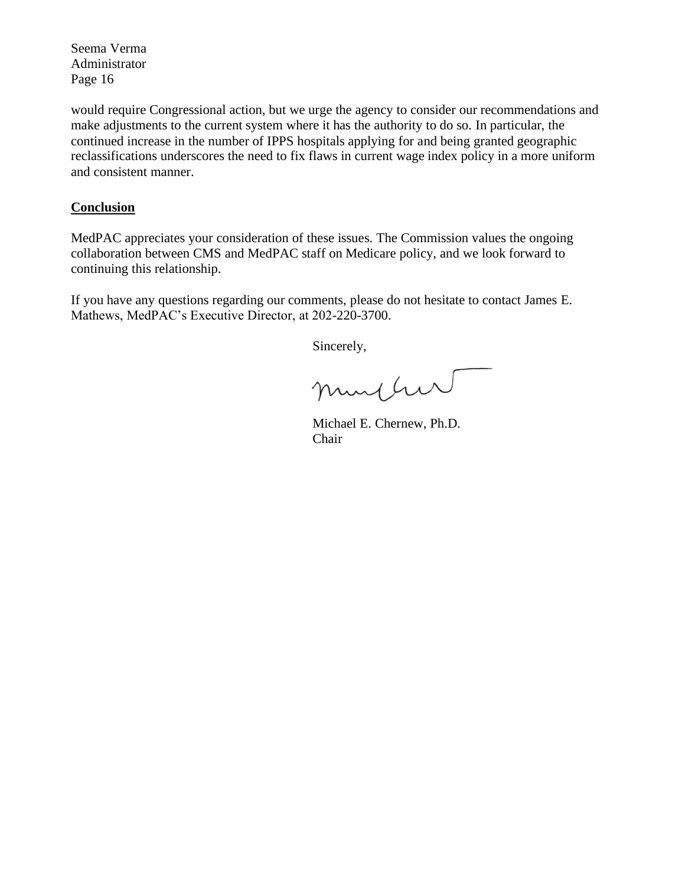would require Congressional action, but we urge the agency to consider our recommendations and make adjustments to the current system where it has the authority to do so. In particular, the continued increase in the number of IPPS hospitals applying for and being granted geographic reclassifications underscores the need to fix flaws in current wage index policy in a more uniform and consistent manner.

**Conclusion**

MedPAC appreciates your consideration of these issues. The Commission values the ongoing collaboration between CMS and MedPAC staff on Medicare policy, and we look forward to continuing this relationship.

If you have any questions regarding our comments, please do not hesitate to contact James E. Mathews, MedPAC's Executive Director, at 202-220-3700.

Sincerely,

Michael E. Chernew, Ph.D.
Chair